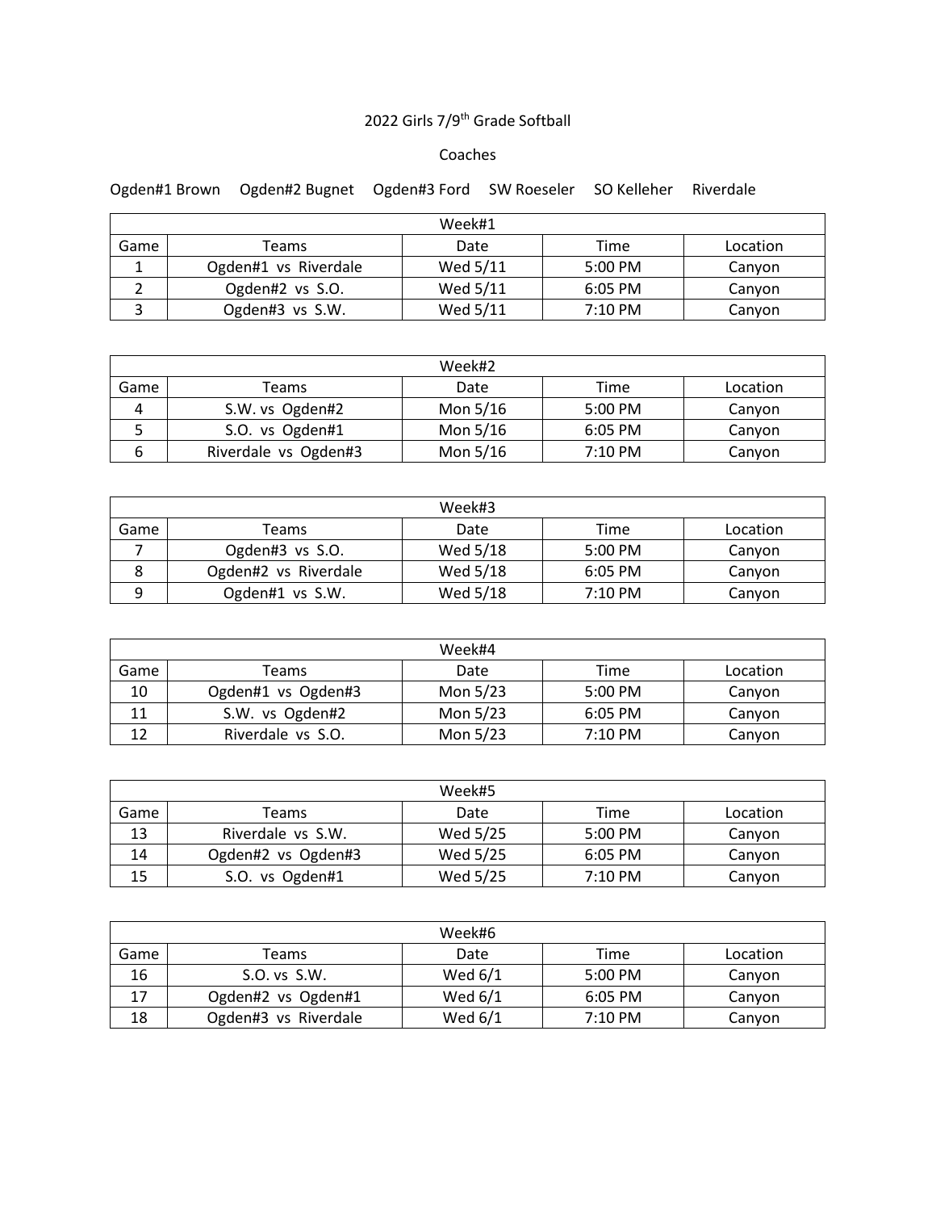# 2022 Girls 7/9th Grade Softball

## Coaches

Ogden#1 Brown     Ogden#2 Bugnet     Ogden#3 Ford     SW Roeseler     SO Kelleher     Riverdale

| Week#1 | | | | |
|---|---|---|---|---|
| Game | Teams | Date | Time | Location |
| 1 | Ogden#1 vs Riverdale | Wed 5/11 | 5:00 PM | Canyon |
| 2 | Ogden#2 vs S.O. | Wed 5/11 | 6:05 PM | Canyon |
| 3 | Ogden#3 vs S.W. | Wed 5/11 | 7:10 PM | Canyon |

| Week#2 | | | | |
|---|---|---|---|---|
| Game | Teams | Date | Time | Location |
| 4 | S.W. vs Ogden#2 | Mon 5/16 | 5:00 PM | Canyon |
| 5 | S.O. vs Ogden#1 | Mon 5/16 | 6:05 PM | Canyon |
| 6 | Riverdale vs Ogden#3 | Mon 5/16 | 7:10 PM | Canyon |

| Week#3 | | | | |
|---|---|---|---|---|
| Game | Teams | Date | Time | Location |
| 7 | Ogden#3 vs S.O. | Wed 5/18 | 5:00 PM | Canyon |
| 8 | Ogden#2 vs Riverdale | Wed 5/18 | 6:05 PM | Canyon |
| 9 | Ogden#1 vs S.W. | Wed 5/18 | 7:10 PM | Canyon |

| Week#4 | | | | |
|---|---|---|---|---|
| Game | Teams | Date | Time | Location |
| 10 | Ogden#1 vs Ogden#3 | Mon 5/23 | 5:00 PM | Canyon |
| 11 | S.W. vs Ogden#2 | Mon 5/23 | 6:05 PM | Canyon |
| 12 | Riverdale vs S.O. | Mon 5/23 | 7:10 PM | Canyon |

| Week#5 | | | | |
|---|---|---|---|---|
| Game | Teams | Date | Time | Location |
| 13 | Riverdale vs S.W. | Wed 5/25 | 5:00 PM | Canyon |
| 14 | Ogden#2 vs Ogden#3 | Wed 5/25 | 6:05 PM | Canyon |
| 15 | S.O. vs Ogden#1 | Wed 5/25 | 7:10 PM | Canyon |

| Week#6 | | | | |
|---|---|---|---|---|
| Game | Teams | Date | Time | Location |
| 16 | S.O. vs S.W. | Wed 6/1 | 5:00 PM | Canyon |
| 17 | Ogden#2 vs Ogden#1 | Wed 6/1 | 6:05 PM | Canyon |
| 18 | Ogden#3 vs Riverdale | Wed 6/1 | 7:10 PM | Canyon |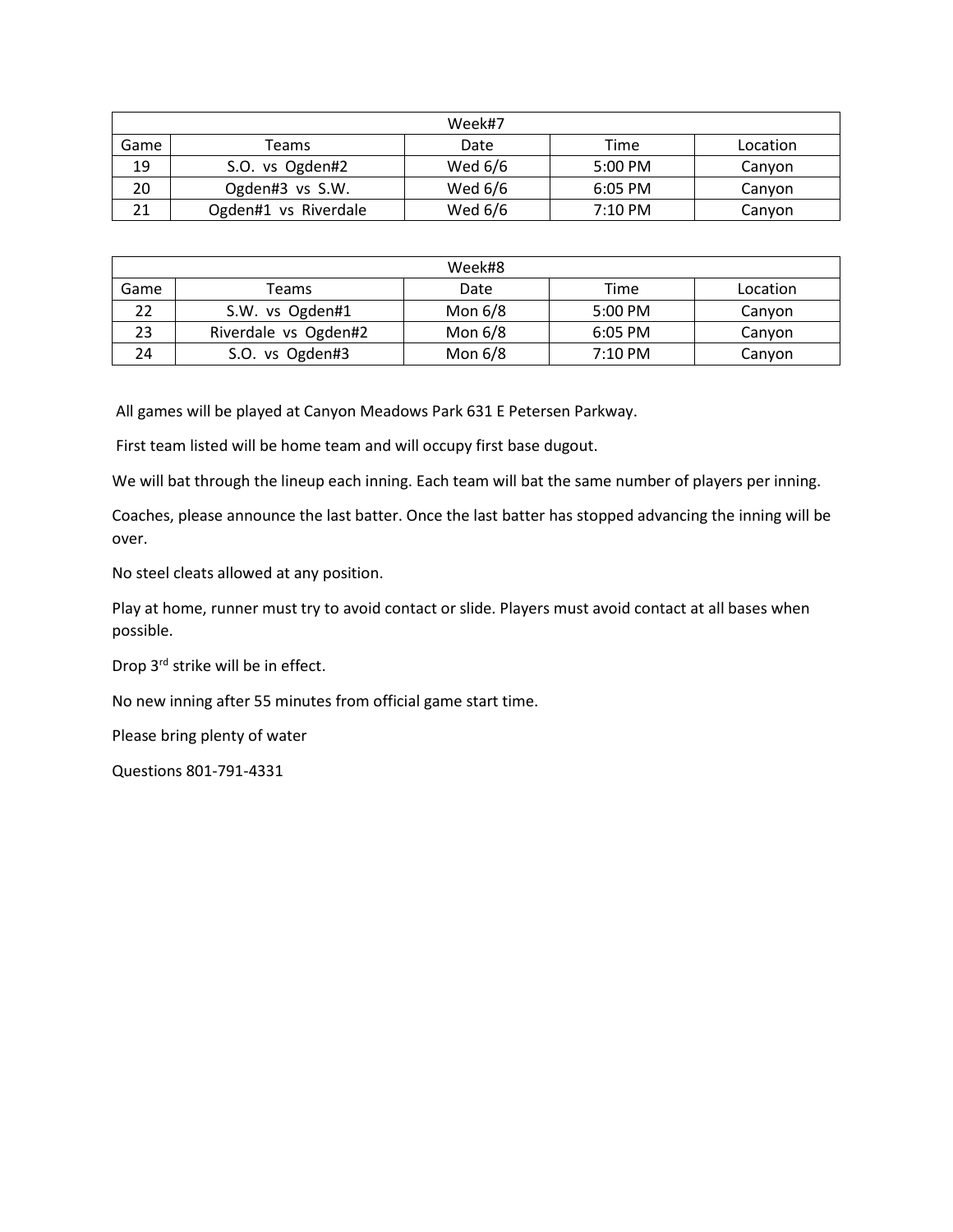| Week#7 | | | | |
|---|---|---|---|---|
| Game | Teams | Date | Time | Location |
| 19 | S.O. vs Ogden#2 | Wed 6/6 | 5:00 PM | Canyon |
| 20 | Ogden#3 vs S.W. | Wed 6/6 | 6:05 PM | Canyon |
| 21 | Ogden#1 vs Riverdale | Wed 6/6 | 7:10 PM | Canyon |

| Week#8 | | | | |
|---|---|---|---|---|
| Game | Teams | Date | Time | Location |
| 22 | S.W. vs Ogden#1 | Mon 6/8 | 5:00 PM | Canyon |
| 23 | Riverdale vs Ogden#2 | Mon 6/8 | 6:05 PM | Canyon |
| 24 | S.O. vs Ogden#3 | Mon 6/8 | 7:10 PM | Canyon |

All games will be played at Canyon Meadows Park 631 E Petersen Parkway.

First team listed will be home team and will occupy first base dugout.

We will bat through the lineup each inning. Each team will bat the same number of players per inning.

Coaches, please announce the last batter. Once the last batter has stopped advancing the inning will be over.

No steel cleats allowed at any position.

Play at home, runner must try to avoid contact or slide. Players must avoid contact at all bases when possible.

Drop 3rd strike will be in effect.

No new inning after 55 minutes from official game start time.

Please bring plenty of water

Questions 801-791-4331